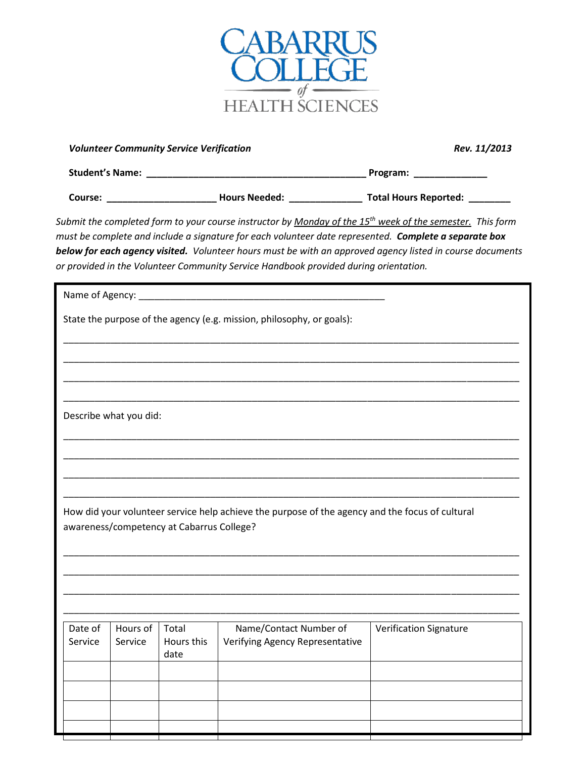# CABARRUS COLLEGE of HEALTH SCIENCES

***Volunteer Community Service Verification*** ***Rev. 11/2013***

**Student's Name:** ________________________________________ **Program:** _____________

**Course:** ____________________ **Hours Needed:** _____________ **Total Hours Reported:** ________

*Submit the completed form to your course instructor by* <u>*Monday of the 15th week of the semester.*</u> *This form must be complete and include a signature for each volunteer date represented.* ***Complete a separate box below for each agency visited.*** *Volunteer hours must be with an approved agency listed in course documents or provided in the Volunteer Community Service Handbook provided during orientation.*

Name of Agency: _____________________________________________

State the purpose of the agency (e.g. mission, philosophy, or goals):

_______________________________________________________________________________

_______________________________________________________________________________

_______________________________________________________________________________

_______________________________________________________________________________

Describe what you did:

_______________________________________________________________________________

_______________________________________________________________________________

_______________________________________________________________________________

_______________________________________________________________________________

How did your volunteer service help achieve the purpose of the agency and the focus of cultural awareness/competency at Cabarrus College?

_______________________________________________________________________________

_______________________________________________________________________________

_______________________________________________________________________________

_______________________________________________________________________________

| Date of Service | Hours of Service | Total Hours this date | Name/Contact Number of Verifying Agency Representative | Verification Signature |
|---|---|---|---|---|
| | | | | |
| | | | | |
| | | | | |
| | | | | |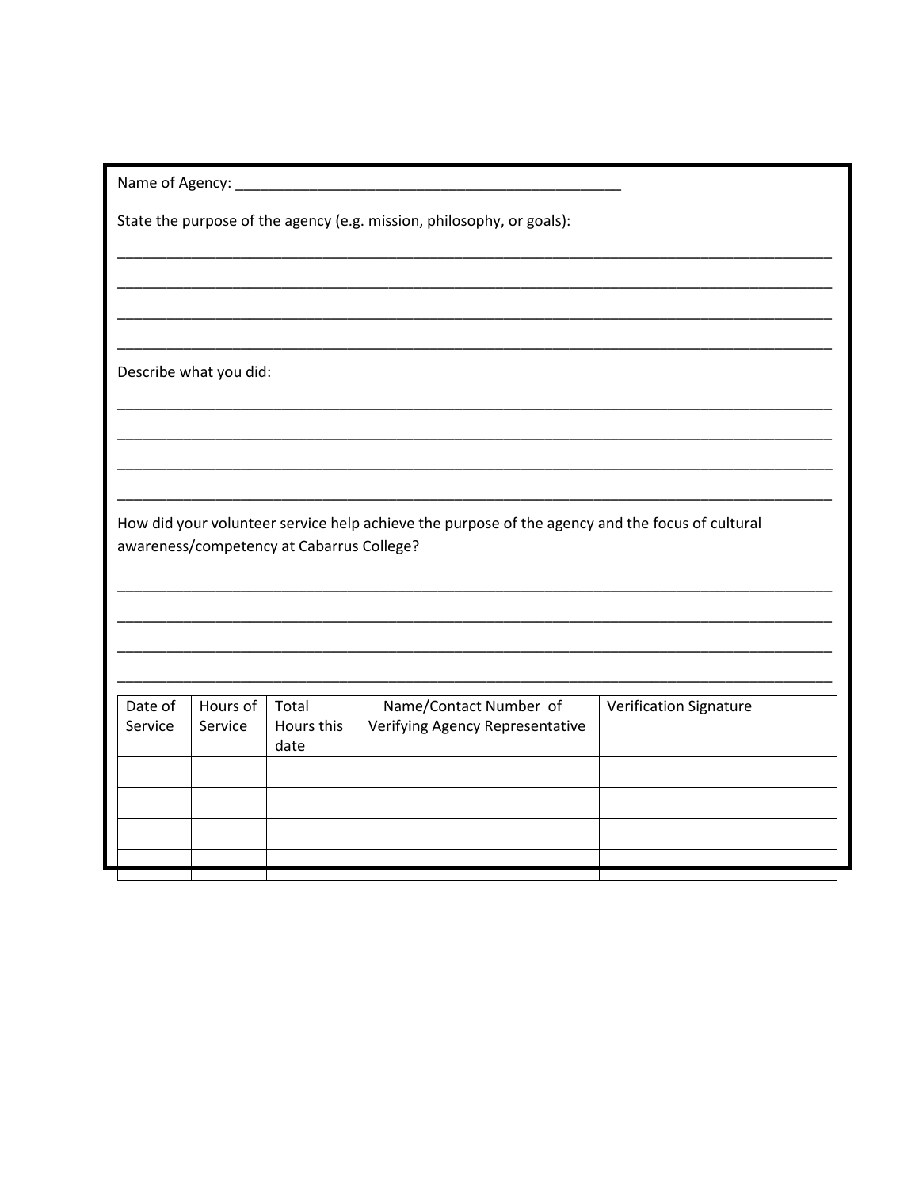Name of Agency: ______________________________________________

State the purpose of the agency (e.g. mission, philosophy, or goals):

_____________________________________________________________________________________

_____________________________________________________________________________________

_____________________________________________________________________________________

_____________________________________________________________________________________

Describe what you did:

_____________________________________________________________________________________

_____________________________________________________________________________________

_____________________________________________________________________________________

_____________________________________________________________________________________

How did your volunteer service help achieve the purpose of the agency and the focus of cultural awareness/competency at Cabarrus College?

_____________________________________________________________________________________

_____________________________________________________________________________________

_____________________________________________________________________________________

_____________________________________________________________________________________

| Date of Service | Hours of Service | Total Hours this date | Name/Contact Number of Verifying Agency Representative | Verification Signature |
|---|---|---|---|---|
| | | | | |
| | | | | |
| | | | | |
| | | | | |